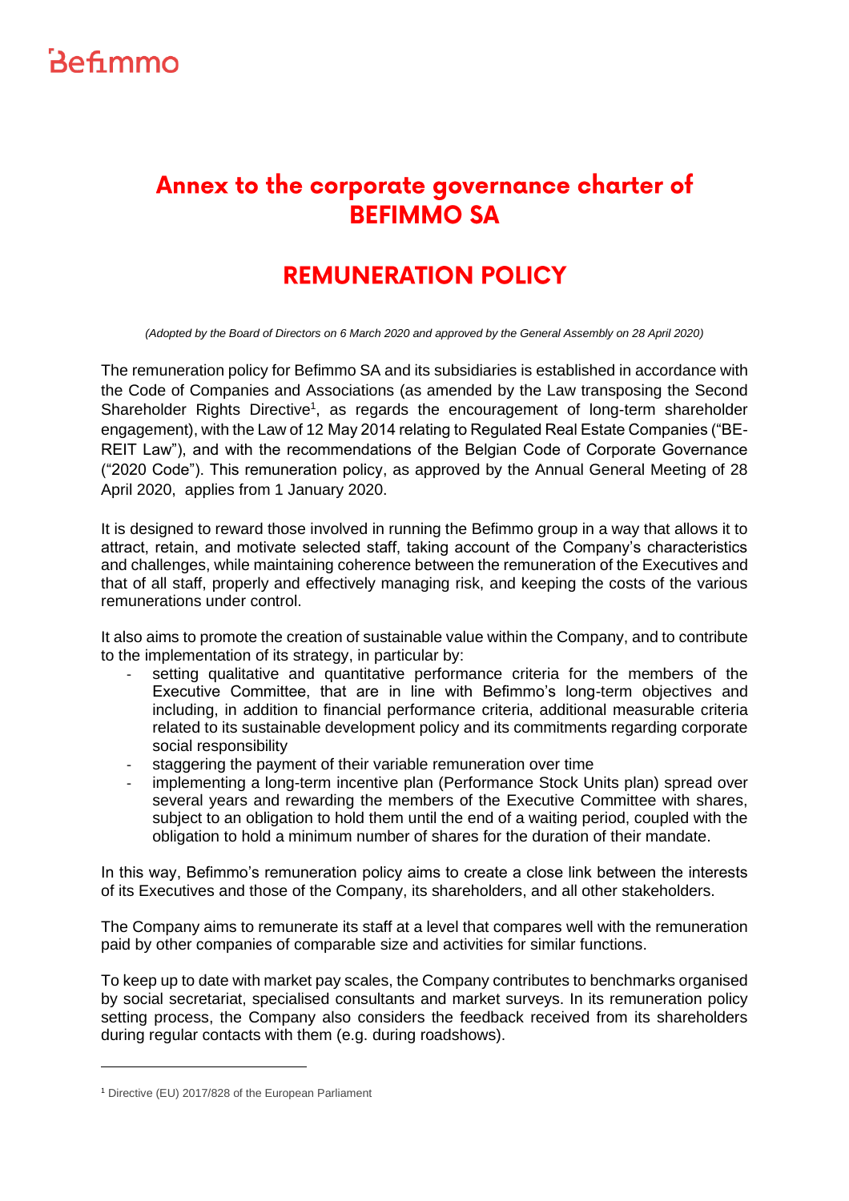# Annex to the corporate governance charter of BEFIMMO SA

# REMUNERATION POLICY

*(Adopted by the Board of Directors on 6 March 2020 and approved by the General Assembly on 28 April 2020)*

The remuneration policy for Befimmo SA and its subsidiaries is established in accordance with the Code of Companies and Associations (as amended by the Law transposing the Second Shareholder Rights Directive[1], as regards the encouragement of long-term shareholder engagement), with the Law of 12 May 2014 relating to Regulated Real Estate Companies ("BE-REIT Law"), and with the recommendations of the Belgian Code of Corporate Governance ("2020 Code"). This remuneration policy, as approved by the Annual General Meeting of 28 April 2020, applies from 1 January 2020.

It is designed to reward those involved in running the Befimmo group in a way that allows it to attract, retain, and motivate selected staff, taking account of the Company's characteristics and challenges, while maintaining coherence between the remuneration of the Executives and that of all staff, properly and effectively managing risk, and keeping the costs of the various remunerations under control.

It also aims to promote the creation of sustainable value within the Company, and to contribute to the implementation of its strategy, in particular by:

- setting qualitative and quantitative performance criteria for the members of the Executive Committee, that are in line with Befimmo's long-term objectives and including, in addition to financial performance criteria, additional measurable criteria related to its sustainable development policy and its commitments regarding corporate social responsibility
- staggering the payment of their variable remuneration over time
- implementing a long-term incentive plan (Performance Stock Units plan) spread over several years and rewarding the members of the Executive Committee with shares, subject to an obligation to hold them until the end of a waiting period, coupled with the obligation to hold a minimum number of shares for the duration of their mandate.

In this way, Befimmo's remuneration policy aims to create a close link between the interests of its Executives and those of the Company, its shareholders, and all other stakeholders.

The Company aims to remunerate its staff at a level that compares well with the remuneration paid by other companies of comparable size and activities for similar functions.

To keep up to date with market pay scales, the Company contributes to benchmarks organised by social secretariat, specialised consultants and market surveys. In its remuneration policy setting process, the Company also considers the feedback received from its shareholders during regular contacts with them (e.g. during roadshows).

[1] Directive (EU) 2017/828 of the European Parliament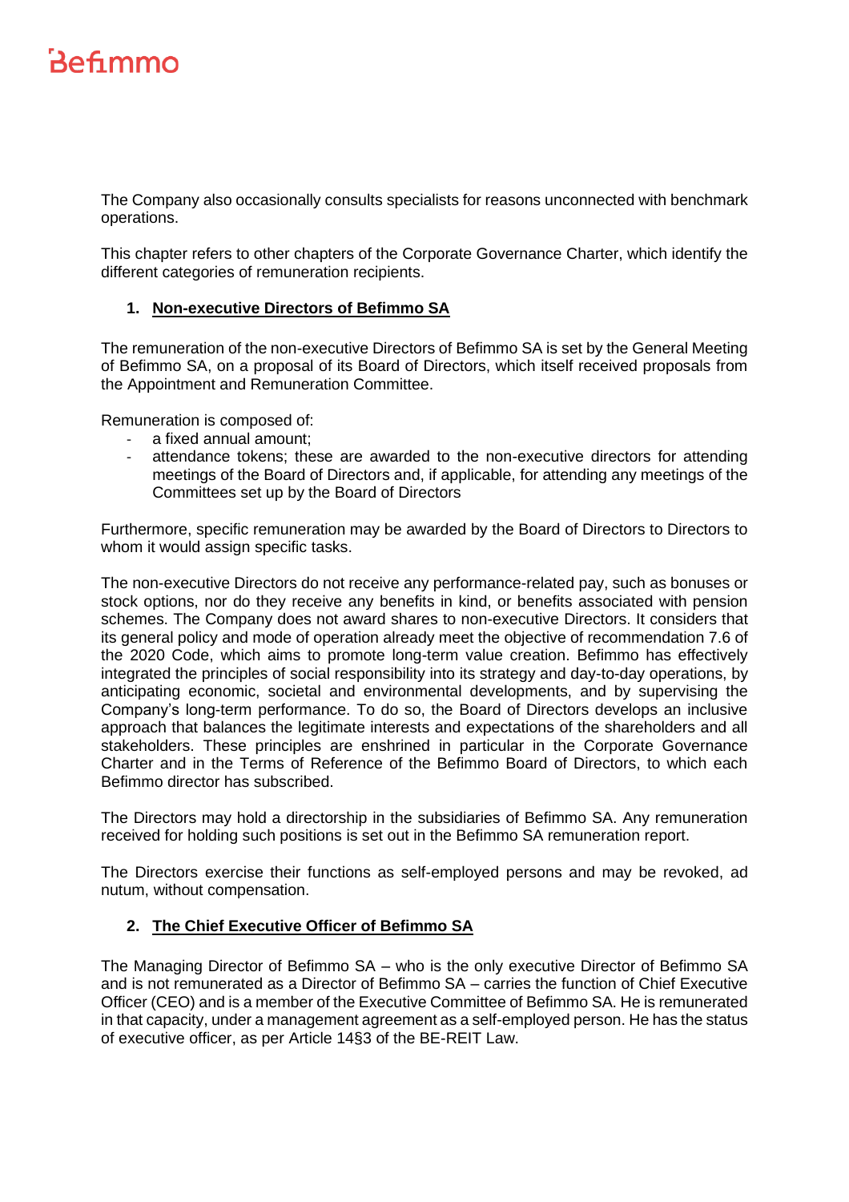The Company also occasionally consults specialists for reasons unconnected with benchmark operations.

This chapter refers to other chapters of the Corporate Governance Charter, which identify the different categories of remuneration recipients.

## 1. Non-executive Directors of Befimmo SA

The remuneration of the non-executive Directors of Befimmo SA is set by the General Meeting of Befimmo SA, on a proposal of its Board of Directors, which itself received proposals from the Appointment and Remuneration Committee.

Remuneration is composed of:

- a fixed annual amount;
- attendance tokens; these are awarded to the non-executive directors for attending meetings of the Board of Directors and, if applicable, for attending any meetings of the Committees set up by the Board of Directors

Furthermore, specific remuneration may be awarded by the Board of Directors to Directors to whom it would assign specific tasks.

The non-executive Directors do not receive any performance-related pay, such as bonuses or stock options, nor do they receive any benefits in kind, or benefits associated with pension schemes. The Company does not award shares to non-executive Directors. It considers that its general policy and mode of operation already meet the objective of recommendation 7.6 of the 2020 Code, which aims to promote long-term value creation. Befimmo has effectively integrated the principles of social responsibility into its strategy and day-to-day operations, by anticipating economic, societal and environmental developments, and by supervising the Company's long-term performance. To do so, the Board of Directors develops an inclusive approach that balances the legitimate interests and expectations of the shareholders and all stakeholders. These principles are enshrined in particular in the Corporate Governance Charter and in the Terms of Reference of the Befimmo Board of Directors, to which each Befimmo director has subscribed.

The Directors may hold a directorship in the subsidiaries of Befimmo SA. Any remuneration received for holding such positions is set out in the Befimmo SA remuneration report.

The Directors exercise their functions as self-employed persons and may be revoked, ad nutum, without compensation.

## 2. The Chief Executive Officer of Befimmo SA

The Managing Director of Befimmo SA – who is the only executive Director of Befimmo SA and is not remunerated as a Director of Befimmo SA – carries the function of Chief Executive Officer (CEO) and is a member of the Executive Committee of Befimmo SA. He is remunerated in that capacity, under a management agreement as a self-employed person. He has the status of executive officer, as per Article 14§3 of the BE-REIT Law.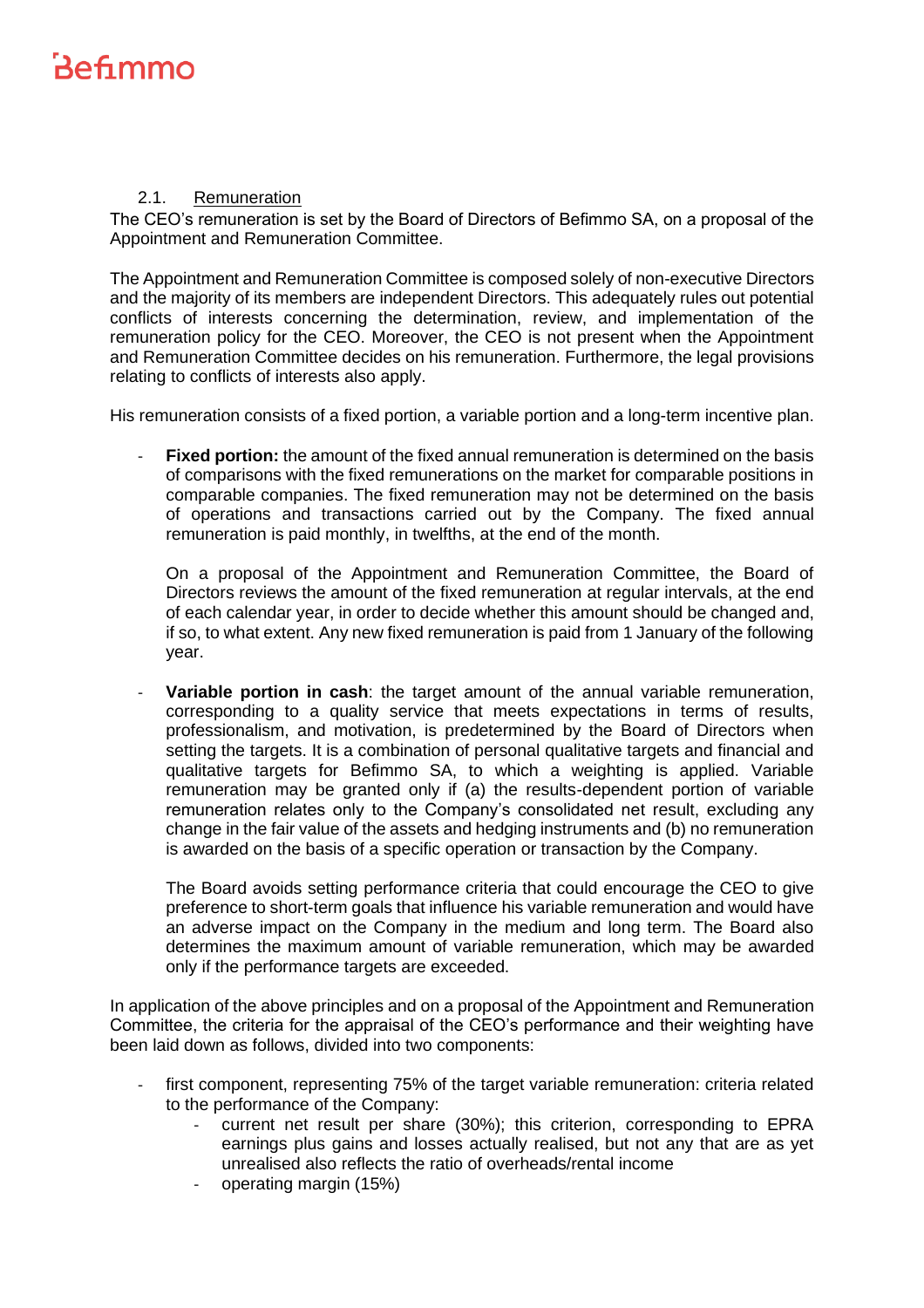### 2.1. Remuneration

The CEO's remuneration is set by the Board of Directors of Befimmo SA, on a proposal of the Appointment and Remuneration Committee.

The Appointment and Remuneration Committee is composed solely of non-executive Directors and the majority of its members are independent Directors. This adequately rules out potential conflicts of interests concerning the determination, review, and implementation of the remuneration policy for the CEO. Moreover, the CEO is not present when the Appointment and Remuneration Committee decides on his remuneration. Furthermore, the legal provisions relating to conflicts of interests also apply.

His remuneration consists of a fixed portion, a variable portion and a long-term incentive plan.

- **Fixed portion:** the amount of the fixed annual remuneration is determined on the basis of comparisons with the fixed remunerations on the market for comparable positions in comparable companies. The fixed remuneration may not be determined on the basis of operations and transactions carried out by the Company. The fixed annual remuneration is paid monthly, in twelfths, at the end of the month.

  On a proposal of the Appointment and Remuneration Committee, the Board of Directors reviews the amount of the fixed remuneration at regular intervals, at the end of each calendar year, in order to decide whether this amount should be changed and, if so, to what extent. Any new fixed remuneration is paid from 1 January of the following year.

- **Variable portion in cash**: the target amount of the annual variable remuneration, corresponding to a quality service that meets expectations in terms of results, professionalism, and motivation, is predetermined by the Board of Directors when setting the targets. It is a combination of personal qualitative targets and financial and qualitative targets for Befimmo SA, to which a weighting is applied. Variable remuneration may be granted only if (a) the results-dependent portion of variable remuneration relates only to the Company's consolidated net result, excluding any change in the fair value of the assets and hedging instruments and (b) no remuneration is awarded on the basis of a specific operation or transaction by the Company.

  The Board avoids setting performance criteria that could encourage the CEO to give preference to short-term goals that influence his variable remuneration and would have an adverse impact on the Company in the medium and long term. The Board also determines the maximum amount of variable remuneration, which may be awarded only if the performance targets are exceeded.

In application of the above principles and on a proposal of the Appointment and Remuneration Committee, the criteria for the appraisal of the CEO's performance and their weighting have been laid down as follows, divided into two components:

- first component, representing 75% of the target variable remuneration: criteria related to the performance of the Company:
  - current net result per share (30%); this criterion, corresponding to EPRA earnings plus gains and losses actually realised, but not any that are as yet unrealised also reflects the ratio of overheads/rental income
  - operating margin (15%)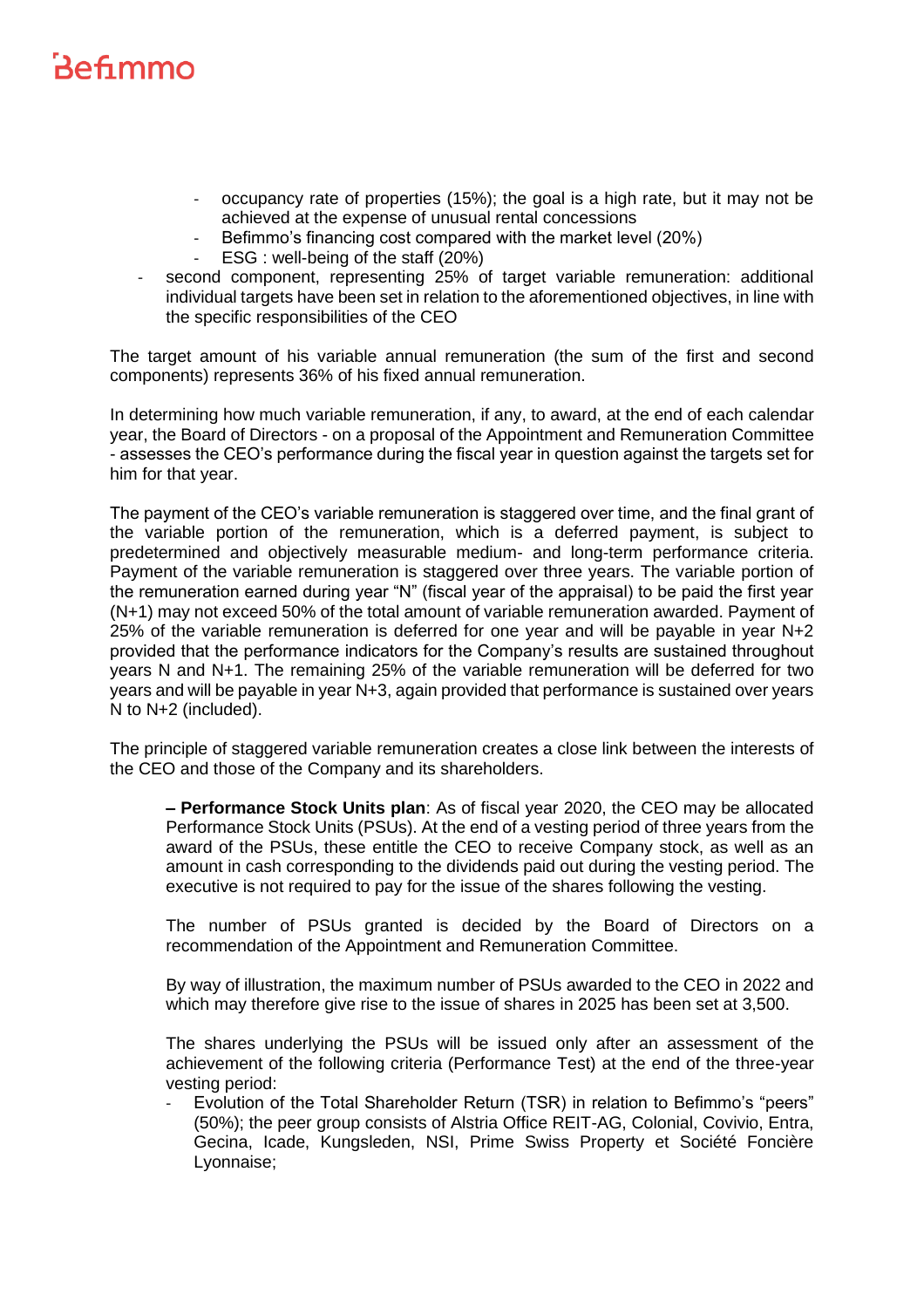- occupancy rate of properties (15%); the goal is a high rate, but it may not be achieved at the expense of unusual rental concessions
  - Befimmo's financing cost compared with the market level (20%)
  - ESG : well-being of the staff (20%)
- second component, representing 25% of target variable remuneration: additional individual targets have been set in relation to the aforementioned objectives, in line with the specific responsibilities of the CEO

The target amount of his variable annual remuneration (the sum of the first and second components) represents 36% of his fixed annual remuneration.

In determining how much variable remuneration, if any, to award, at the end of each calendar year, the Board of Directors - on a proposal of the Appointment and Remuneration Committee - assesses the CEO's performance during the fiscal year in question against the targets set for him for that year.

The payment of the CEO's variable remuneration is staggered over time, and the final grant of the variable portion of the remuneration, which is a deferred payment, is subject to predetermined and objectively measurable medium- and long-term performance criteria. Payment of the variable remuneration is staggered over three years. The variable portion of the remuneration earned during year "N" (fiscal year of the appraisal) to be paid the first year (N+1) may not exceed 50% of the total amount of variable remuneration awarded. Payment of 25% of the variable remuneration is deferred for one year and will be payable in year N+2 provided that the performance indicators for the Company's results are sustained throughout years N and N+1. The remaining 25% of the variable remuneration will be deferred for two years and will be payable in year N+3, again provided that performance is sustained over years N to N+2 (included).

The principle of staggered variable remuneration creates a close link between the interests of the CEO and those of the Company and its shareholders.

**– Performance Stock Units plan**: As of fiscal year 2020, the CEO may be allocated Performance Stock Units (PSUs). At the end of a vesting period of three years from the award of the PSUs, these entitle the CEO to receive Company stock, as well as an amount in cash corresponding to the dividends paid out during the vesting period. The executive is not required to pay for the issue of the shares following the vesting.

The number of PSUs granted is decided by the Board of Directors on a recommendation of the Appointment and Remuneration Committee.

By way of illustration, the maximum number of PSUs awarded to the CEO in 2022 and which may therefore give rise to the issue of shares in 2025 has been set at 3,500.

The shares underlying the PSUs will be issued only after an assessment of the achievement of the following criteria (Performance Test) at the end of the three-year vesting period:

- Evolution of the Total Shareholder Return (TSR) in relation to Befimmo's "peers" (50%); the peer group consists of Alstria Office REIT-AG, Colonial, Covivio, Entra, Gecina, Icade, Kungsleden, NSI, Prime Swiss Property et Société Foncière Lyonnaise;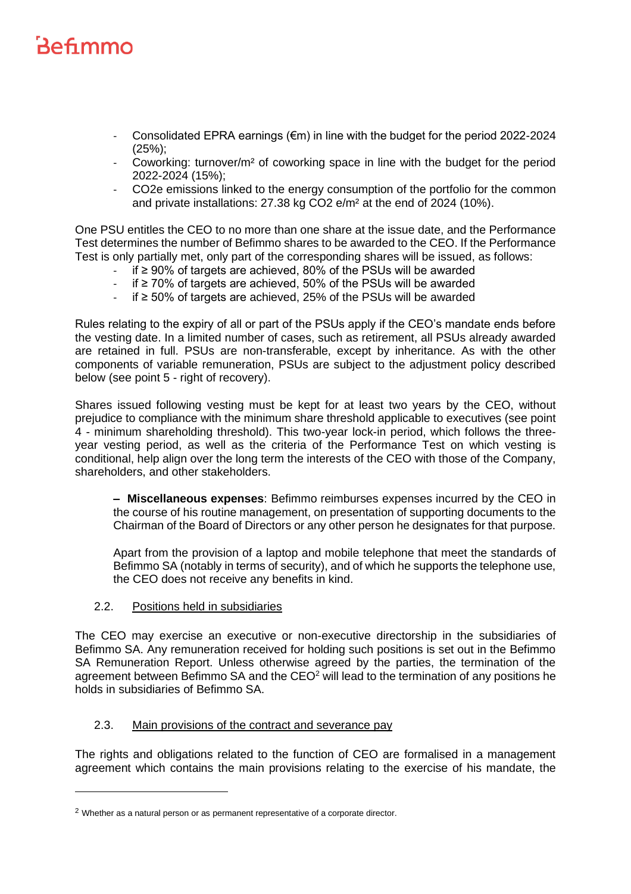- Consolidated EPRA earnings (€m) in line with the budget for the period 2022-2024 (25%);
- Coworking: turnover/m² of coworking space in line with the budget for the period 2022-2024 (15%);
- CO2e emissions linked to the energy consumption of the portfolio for the common and private installations: 27.38 kg CO2 e/m² at the end of 2024 (10%).

One PSU entitles the CEO to no more than one share at the issue date, and the Performance Test determines the number of Befimmo shares to be awarded to the CEO. If the Performance Test is only partially met, only part of the corresponding shares will be issued, as follows:

- if ≥ 90% of targets are achieved, 80% of the PSUs will be awarded
- if ≥ 70% of targets are achieved, 50% of the PSUs will be awarded
- if ≥ 50% of targets are achieved, 25% of the PSUs will be awarded

Rules relating to the expiry of all or part of the PSUs apply if the CEO's mandate ends before the vesting date. In a limited number of cases, such as retirement, all PSUs already awarded are retained in full. PSUs are non-transferable, except by inheritance. As with the other components of variable remuneration, PSUs are subject to the adjustment policy described below (see point 5 - right of recovery).

Shares issued following vesting must be kept for at least two years by the CEO, without prejudice to compliance with the minimum share threshold applicable to executives (see point 4 - minimum shareholding threshold). This two-year lock-in period, which follows the three-year vesting period, as well as the criteria of the Performance Test on which vesting is conditional, help align over the long term the interests of the CEO with those of the Company, shareholders, and other stakeholders.

– **Miscellaneous expenses**: Befimmo reimburses expenses incurred by the CEO in the course of his routine management, on presentation of supporting documents to the Chairman of the Board of Directors or any other person he designates for that purpose.

Apart from the provision of a laptop and mobile telephone that meet the standards of Befimmo SA (notably in terms of security), and of which he supports the telephone use, the CEO does not receive any benefits in kind.

### 2.2. Positions held in subsidiaries

The CEO may exercise an executive or non-executive directorship in the subsidiaries of Befimmo SA. Any remuneration received for holding such positions is set out in the Befimmo SA Remuneration Report. Unless otherwise agreed by the parties, the termination of the agreement between Befimmo SA and the CEO[2] will lead to the termination of any positions he holds in subsidiaries of Befimmo SA.

### 2.3. Main provisions of the contract and severance pay

The rights and obligations related to the function of CEO are formalised in a management agreement which contains the main provisions relating to the exercise of his mandate, the

[2] Whether as a natural person or as permanent representative of a corporate director.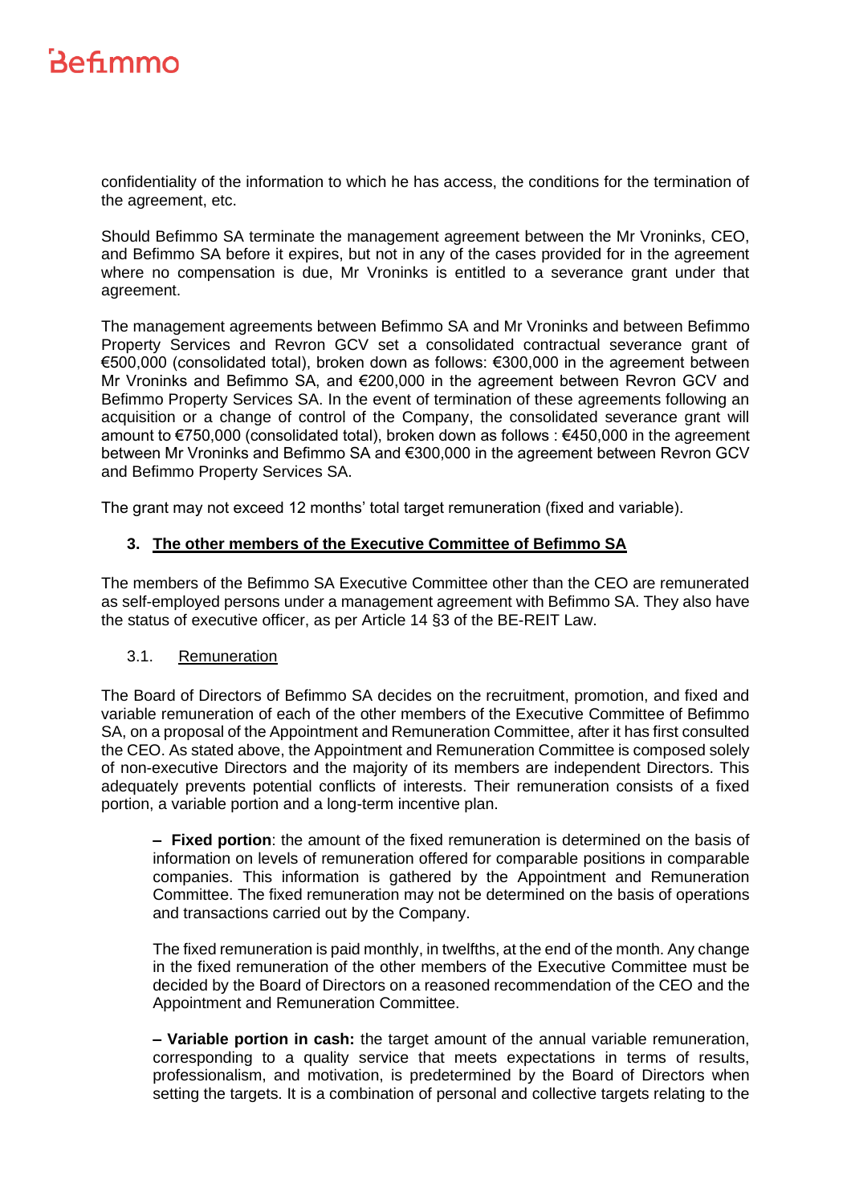confidentiality of the information to which he has access, the conditions for the termination of the agreement, etc.

Should Befimmo SA terminate the management agreement between the Mr Vroninks, CEO, and Befimmo SA before it expires, but not in any of the cases provided for in the agreement where no compensation is due, Mr Vroninks is entitled to a severance grant under that agreement.

The management agreements between Befimmo SA and Mr Vroninks and between Befimmo Property Services and Revron GCV set a consolidated contractual severance grant of €500,000 (consolidated total), broken down as follows: €300,000 in the agreement between Mr Vroninks and Befimmo SA, and €200,000 in the agreement between Revron GCV and Befimmo Property Services SA. In the event of termination of these agreements following an acquisition or a change of control of the Company, the consolidated severance grant will amount to €750,000 (consolidated total), broken down as follows : €450,000 in the agreement between Mr Vroninks and Befimmo SA and €300,000 in the agreement between Revron GCV and Befimmo Property Services SA.

The grant may not exceed 12 months' total target remuneration (fixed and variable).

## 3. The other members of the Executive Committee of Befimmo SA

The members of the Befimmo SA Executive Committee other than the CEO are remunerated as self-employed persons under a management agreement with Befimmo SA. They also have the status of executive officer, as per Article 14 §3 of the BE-REIT Law.

### 3.1. Remuneration

The Board of Directors of Befimmo SA decides on the recruitment, promotion, and fixed and variable remuneration of each of the other members of the Executive Committee of Befimmo SA, on a proposal of the Appointment and Remuneration Committee, after it has first consulted the CEO. As stated above, the Appointment and Remuneration Committee is composed solely of non-executive Directors and the majority of its members are independent Directors. This adequately prevents potential conflicts of interests. Their remuneration consists of a fixed portion, a variable portion and a long-term incentive plan.

– **Fixed portion**: the amount of the fixed remuneration is determined on the basis of information on levels of remuneration offered for comparable positions in comparable companies. This information is gathered by the Appointment and Remuneration Committee. The fixed remuneration may not be determined on the basis of operations and transactions carried out by the Company.

The fixed remuneration is paid monthly, in twelfths, at the end of the month. Any change in the fixed remuneration of the other members of the Executive Committee must be decided by the Board of Directors on a reasoned recommendation of the CEO and the Appointment and Remuneration Committee.

– **Variable portion in cash:** the target amount of the annual variable remuneration, corresponding to a quality service that meets expectations in terms of results, professionalism, and motivation, is predetermined by the Board of Directors when setting the targets. It is a combination of personal and collective targets relating to the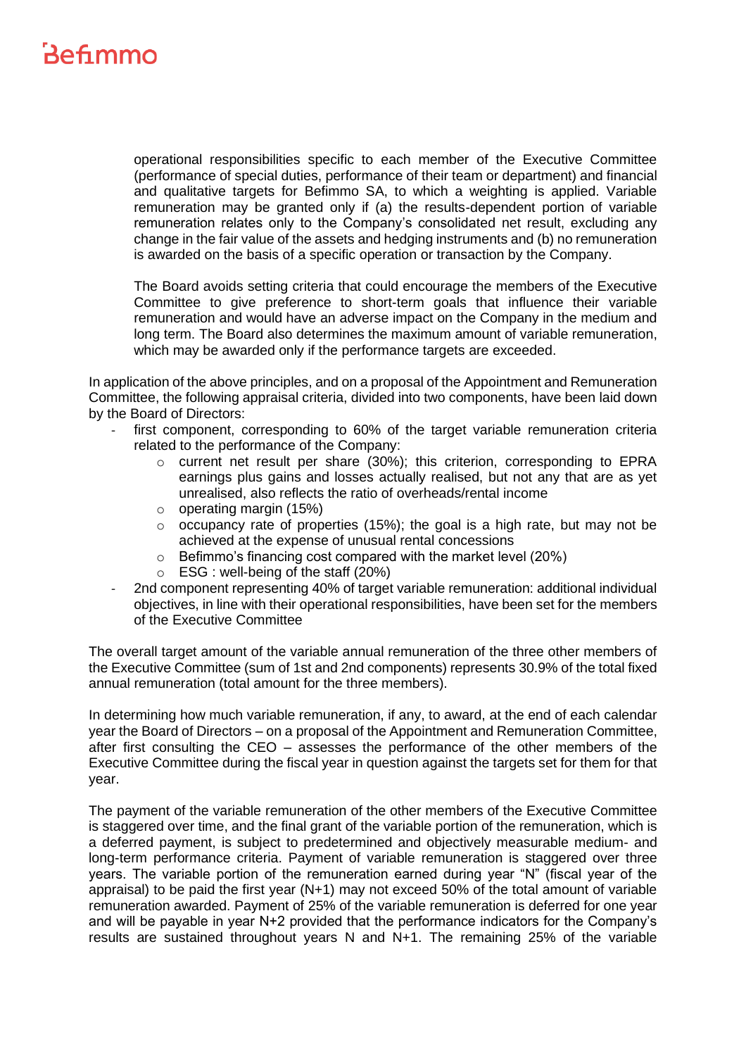operational responsibilities specific to each member of the Executive Committee (performance of special duties, performance of their team or department) and financial and qualitative targets for Befimmo SA, to which a weighting is applied. Variable remuneration may be granted only if (a) the results-dependent portion of variable remuneration relates only to the Company's consolidated net result, excluding any change in the fair value of the assets and hedging instruments and (b) no remuneration is awarded on the basis of a specific operation or transaction by the Company.

The Board avoids setting criteria that could encourage the members of the Executive Committee to give preference to short-term goals that influence their variable remuneration and would have an adverse impact on the Company in the medium and long term. The Board also determines the maximum amount of variable remuneration, which may be awarded only if the performance targets are exceeded.

In application of the above principles, and on a proposal of the Appointment and Remuneration Committee, the following appraisal criteria, divided into two components, have been laid down by the Board of Directors:

- first component, corresponding to 60% of the target variable remuneration criteria related to the performance of the Company:
  - current net result per share (30%); this criterion, corresponding to EPRA earnings plus gains and losses actually realised, but not any that are as yet unrealised, also reflects the ratio of overheads/rental income
  - operating margin (15%)
  - occupancy rate of properties (15%); the goal is a high rate, but may not be achieved at the expense of unusual rental concessions
  - Befimmo's financing cost compared with the market level (20%)
  - ESG : well-being of the staff (20%)
- 2nd component representing 40% of target variable remuneration: additional individual objectives, in line with their operational responsibilities, have been set for the members of the Executive Committee

The overall target amount of the variable annual remuneration of the three other members of the Executive Committee (sum of 1st and 2nd components) represents 30.9% of the total fixed annual remuneration (total amount for the three members).

In determining how much variable remuneration, if any, to award, at the end of each calendar year the Board of Directors – on a proposal of the Appointment and Remuneration Committee, after first consulting the CEO – assesses the performance of the other members of the Executive Committee during the fiscal year in question against the targets set for them for that year.

The payment of the variable remuneration of the other members of the Executive Committee is staggered over time, and the final grant of the variable portion of the remuneration, which is a deferred payment, is subject to predetermined and objectively measurable medium- and long-term performance criteria. Payment of variable remuneration is staggered over three years. The variable portion of the remuneration earned during year "N" (fiscal year of the appraisal) to be paid the first year (N+1) may not exceed 50% of the total amount of variable remuneration awarded. Payment of 25% of the variable remuneration is deferred for one year and will be payable in year N+2 provided that the performance indicators for the Company's results are sustained throughout years N and N+1. The remaining 25% of the variable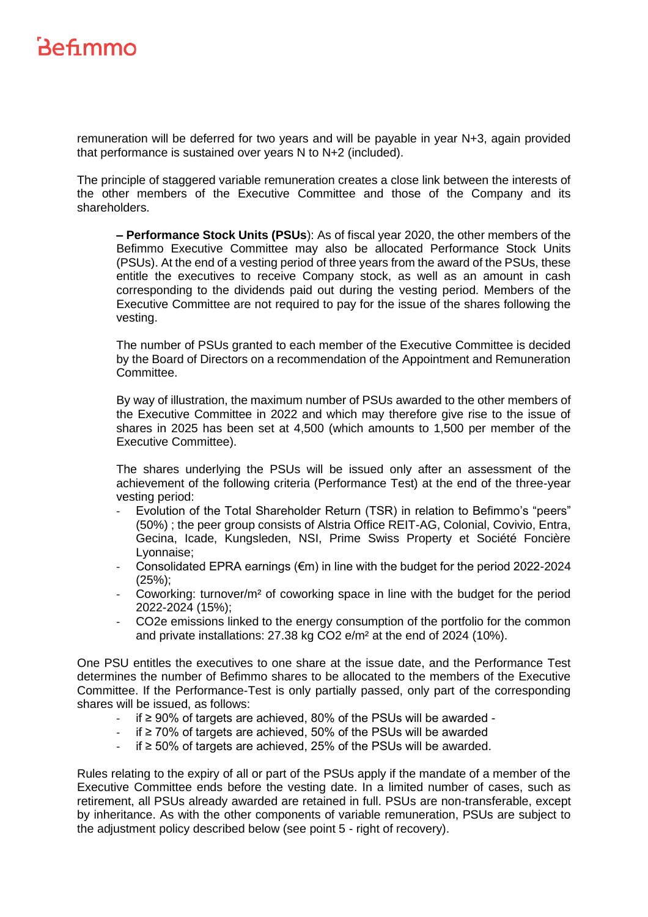remuneration will be deferred for two years and will be payable in year N+3, again provided that performance is sustained over years N to N+2 (included).

The principle of staggered variable remuneration creates a close link between the interests of the other members of the Executive Committee and those of the Company and its shareholders.

**– Performance Stock Units (PSUs**): As of fiscal year 2020, the other members of the Befimmo Executive Committee may also be allocated Performance Stock Units (PSUs). At the end of a vesting period of three years from the award of the PSUs, these entitle the executives to receive Company stock, as well as an amount in cash corresponding to the dividends paid out during the vesting period. Members of the Executive Committee are not required to pay for the issue of the shares following the vesting.

The number of PSUs granted to each member of the Executive Committee is decided by the Board of Directors on a recommendation of the Appointment and Remuneration Committee.

By way of illustration, the maximum number of PSUs awarded to the other members of the Executive Committee in 2022 and which may therefore give rise to the issue of shares in 2025 has been set at 4,500 (which amounts to 1,500 per member of the Executive Committee).

The shares underlying the PSUs will be issued only after an assessment of the achievement of the following criteria (Performance Test) at the end of the three-year vesting period:

- Evolution of the Total Shareholder Return (TSR) in relation to Befimmo's "peers" (50%) ; the peer group consists of Alstria Office REIT-AG, Colonial, Covivio, Entra, Gecina, Icade, Kungsleden, NSI, Prime Swiss Property et Société Foncière Lyonnaise;
- Consolidated EPRA earnings (€m) in line with the budget for the period 2022-2024 (25%);
- Coworking: turnover/m² of coworking space in line with the budget for the period 2022-2024 (15%);
- $CO_2e$ emissions linked to the energy consumption of the portfolio for the common and private installations: 27.38 kg $CO_2$ e/m² at the end of 2024 (10%).

One PSU entitles the executives to one share at the issue date, and the Performance Test determines the number of Befimmo shares to be allocated to the members of the Executive Committee. If the Performance-Test is only partially passed, only part of the corresponding shares will be issued, as follows:

- if ≥ 90% of targets are achieved, 80% of the PSUs will be awarded -
- if ≥ 70% of targets are achieved, 50% of the PSUs will be awarded
- if ≥ 50% of targets are achieved, 25% of the PSUs will be awarded.

Rules relating to the expiry of all or part of the PSUs apply if the mandate of a member of the Executive Committee ends before the vesting date. In a limited number of cases, such as retirement, all PSUs already awarded are retained in full. PSUs are non-transferable, except by inheritance. As with the other components of variable remuneration, PSUs are subject to the adjustment policy described below (see point 5 - right of recovery).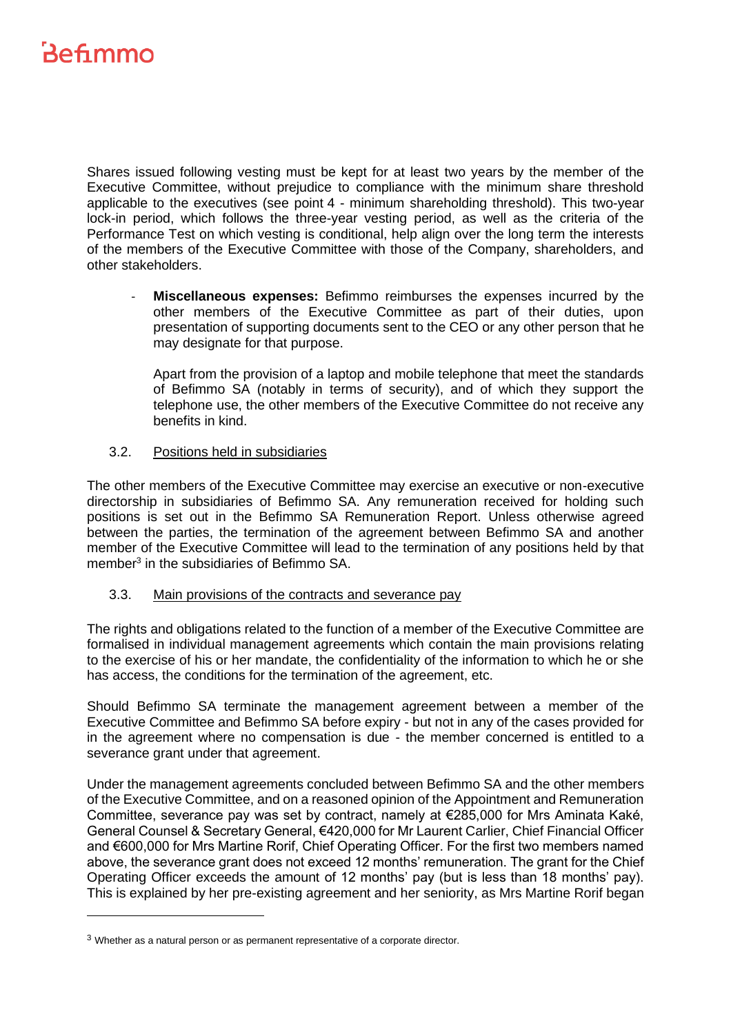Shares issued following vesting must be kept for at least two years by the member of the Executive Committee, without prejudice to compliance with the minimum share threshold applicable to the executives (see point 4 - minimum shareholding threshold). This two-year lock-in period, which follows the three-year vesting period, as well as the criteria of the Performance Test on which vesting is conditional, help align over the long term the interests of the members of the Executive Committee with those of the Company, shareholders, and other stakeholders.

- **Miscellaneous expenses:** Befimmo reimburses the expenses incurred by the other members of the Executive Committee as part of their duties, upon presentation of supporting documents sent to the CEO or any other person that he may designate for that purpose.

  Apart from the provision of a laptop and mobile telephone that meet the standards of Befimmo SA (notably in terms of security), and of which they support the telephone use, the other members of the Executive Committee do not receive any benefits in kind.

### 3.2. Positions held in subsidiaries

The other members of the Executive Committee may exercise an executive or non-executive directorship in subsidiaries of Befimmo SA. Any remuneration received for holding such positions is set out in the Befimmo SA Remuneration Report. Unless otherwise agreed between the parties, the termination of the agreement between Befimmo SA and another member of the Executive Committee will lead to the termination of any positions held by that member[3] in the subsidiaries of Befimmo SA.

### 3.3. Main provisions of the contracts and severance pay

The rights and obligations related to the function of a member of the Executive Committee are formalised in individual management agreements which contain the main provisions relating to the exercise of his or her mandate, the confidentiality of the information to which he or she has access, the conditions for the termination of the agreement, etc.

Should Befimmo SA terminate the management agreement between a member of the Executive Committee and Befimmo SA before expiry - but not in any of the cases provided for in the agreement where no compensation is due - the member concerned is entitled to a severance grant under that agreement.

Under the management agreements concluded between Befimmo SA and the other members of the Executive Committee, and on a reasoned opinion of the Appointment and Remuneration Committee, severance pay was set by contract, namely at €285,000 for Mrs Aminata Kaké, General Counsel & Secretary General, €420,000 for Mr Laurent Carlier, Chief Financial Officer and €600,000 for Mrs Martine Rorif, Chief Operating Officer. For the first two members named above, the severance grant does not exceed 12 months' remuneration. The grant for the Chief Operating Officer exceeds the amount of 12 months' pay (but is less than 18 months' pay). This is explained by her pre-existing agreement and her seniority, as Mrs Martine Rorif began

[3] Whether as a natural person or as permanent representative of a corporate director.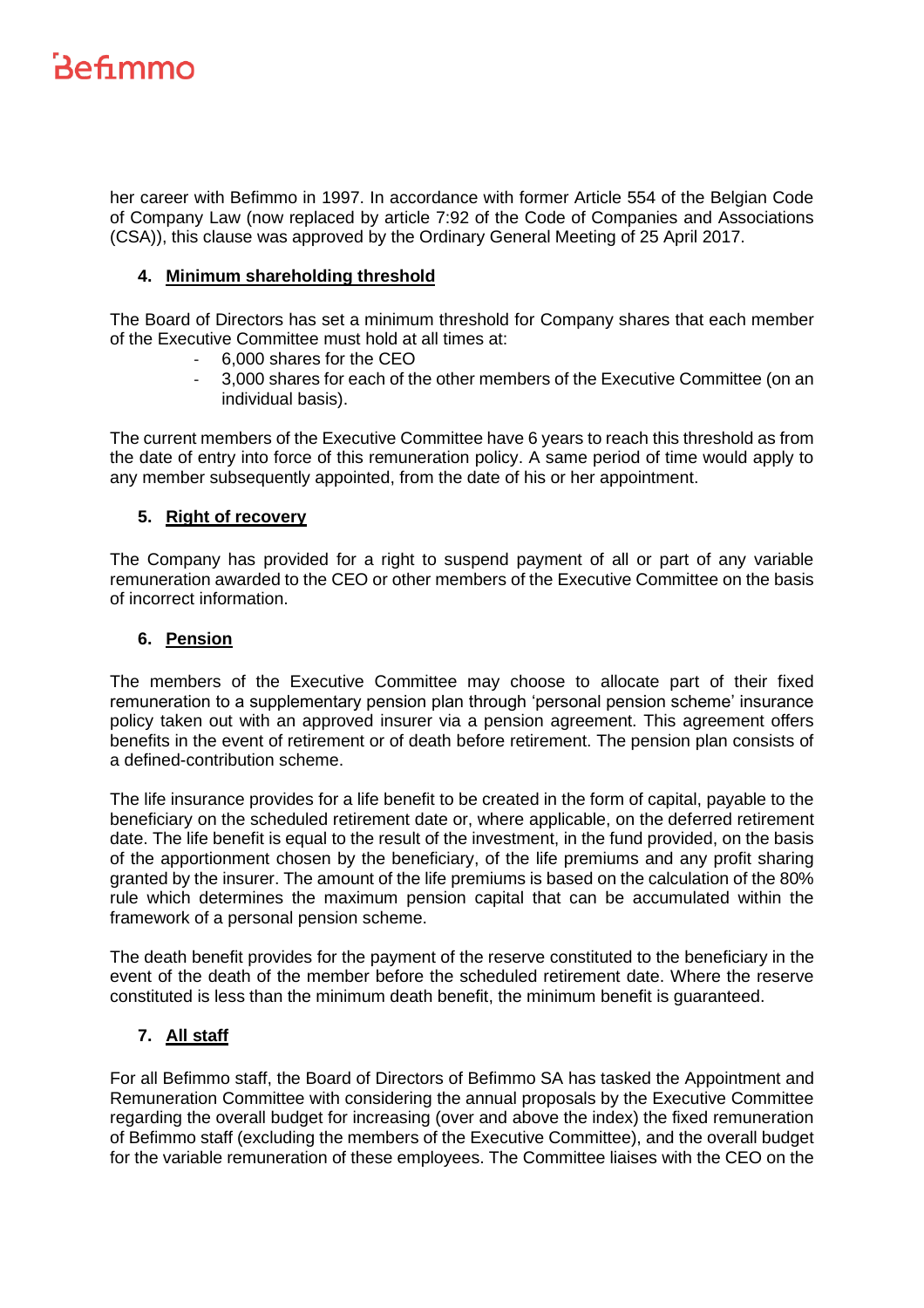her career with Befimmo in 1997. In accordance with former Article 554 of the Belgian Code of Company Law (now replaced by article 7:92 of the Code of Companies and Associations (CSA)), this clause was approved by the Ordinary General Meeting of 25 April 2017.

4. **Minimum shareholding threshold**

The Board of Directors has set a minimum threshold for Company shares that each member of the Executive Committee must hold at all times at:

- 6,000 shares for the CEO
- 3,000 shares for each of the other members of the Executive Committee (on an individual basis).

The current members of the Executive Committee have 6 years to reach this threshold as from the date of entry into force of this remuneration policy. A same period of time would apply to any member subsequently appointed, from the date of his or her appointment.

5. **Right of recovery**

The Company has provided for a right to suspend payment of all or part of any variable remuneration awarded to the CEO or other members of the Executive Committee on the basis of incorrect information.

6. **Pension**

The members of the Executive Committee may choose to allocate part of their fixed remuneration to a supplementary pension plan through 'personal pension scheme' insurance policy taken out with an approved insurer via a pension agreement. This agreement offers benefits in the event of retirement or of death before retirement. The pension plan consists of a defined-contribution scheme.

The life insurance provides for a life benefit to be created in the form of capital, payable to the beneficiary on the scheduled retirement date or, where applicable, on the deferred retirement date. The life benefit is equal to the result of the investment, in the fund provided, on the basis of the apportionment chosen by the beneficiary, of the life premiums and any profit sharing granted by the insurer. The amount of the life premiums is based on the calculation of the 80% rule which determines the maximum pension capital that can be accumulated within the framework of a personal pension scheme.

The death benefit provides for the payment of the reserve constituted to the beneficiary in the event of the death of the member before the scheduled retirement date. Where the reserve constituted is less than the minimum death benefit, the minimum benefit is guaranteed.

7. **All staff**

For all Befimmo staff, the Board of Directors of Befimmo SA has tasked the Appointment and Remuneration Committee with considering the annual proposals by the Executive Committee regarding the overall budget for increasing (over and above the index) the fixed remuneration of Befimmo staff (excluding the members of the Executive Committee), and the overall budget for the variable remuneration of these employees. The Committee liaises with the CEO on the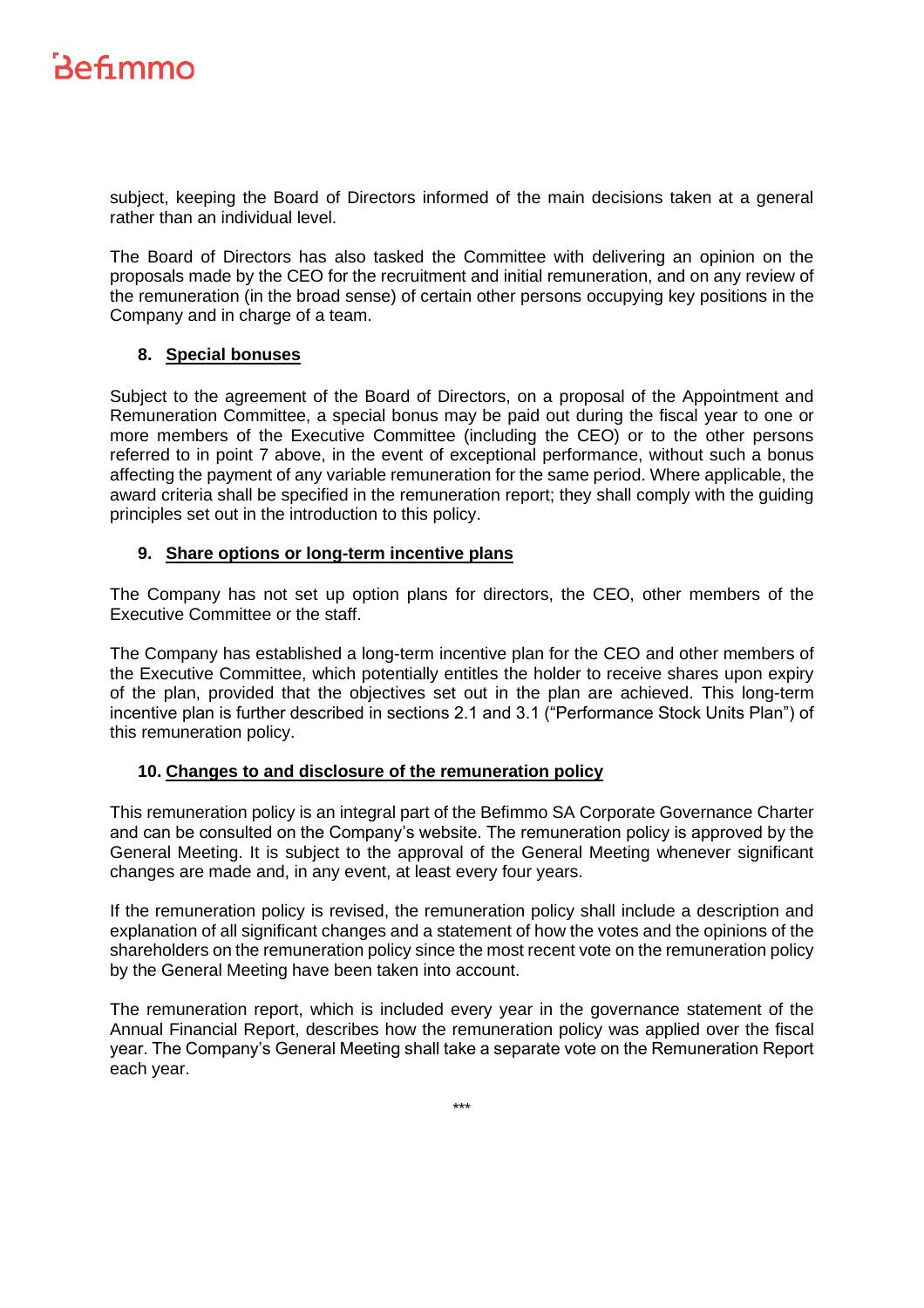subject, keeping the Board of Directors informed of the main decisions taken at a general rather than an individual level.

The Board of Directors has also tasked the Committee with delivering an opinion on the proposals made by the CEO for the recruitment and initial remuneration, and on any review of the remuneration (in the broad sense) of certain other persons occupying key positions in the Company and in charge of a team.

## 8. Special bonuses

Subject to the agreement of the Board of Directors, on a proposal of the Appointment and Remuneration Committee, a special bonus may be paid out during the fiscal year to one or more members of the Executive Committee (including the CEO) or to the other persons referred to in point 7 above, in the event of exceptional performance, without such a bonus affecting the payment of any variable remuneration for the same period. Where applicable, the award criteria shall be specified in the remuneration report; they shall comply with the guiding principles set out in the introduction to this policy.

## 9. Share options or long-term incentive plans

The Company has not set up option plans for directors, the CEO, other members of the Executive Committee or the staff.

The Company has established a long-term incentive plan for the CEO and other members of the Executive Committee, which potentially entitles the holder to receive shares upon expiry of the plan, provided that the objectives set out in the plan are achieved. This long-term incentive plan is further described in sections 2.1 and 3.1 ("Performance Stock Units Plan") of this remuneration policy.

## 10. Changes to and disclosure of the remuneration policy

This remuneration policy is an integral part of the Befimmo SA Corporate Governance Charter and can be consulted on the Company's website. The remuneration policy is approved by the General Meeting. It is subject to the approval of the General Meeting whenever significant changes are made and, in any event, at least every four years.

If the remuneration policy is revised, the remuneration policy shall include a description and explanation of all significant changes and a statement of how the votes and the opinions of the shareholders on the remuneration policy since the most recent vote on the remuneration policy by the General Meeting have been taken into account.

The remuneration report, which is included every year in the governance statement of the Annual Financial Report, describes how the remuneration policy was applied over the fiscal year. The Company's General Meeting shall take a separate vote on the Remuneration Report each year.

***